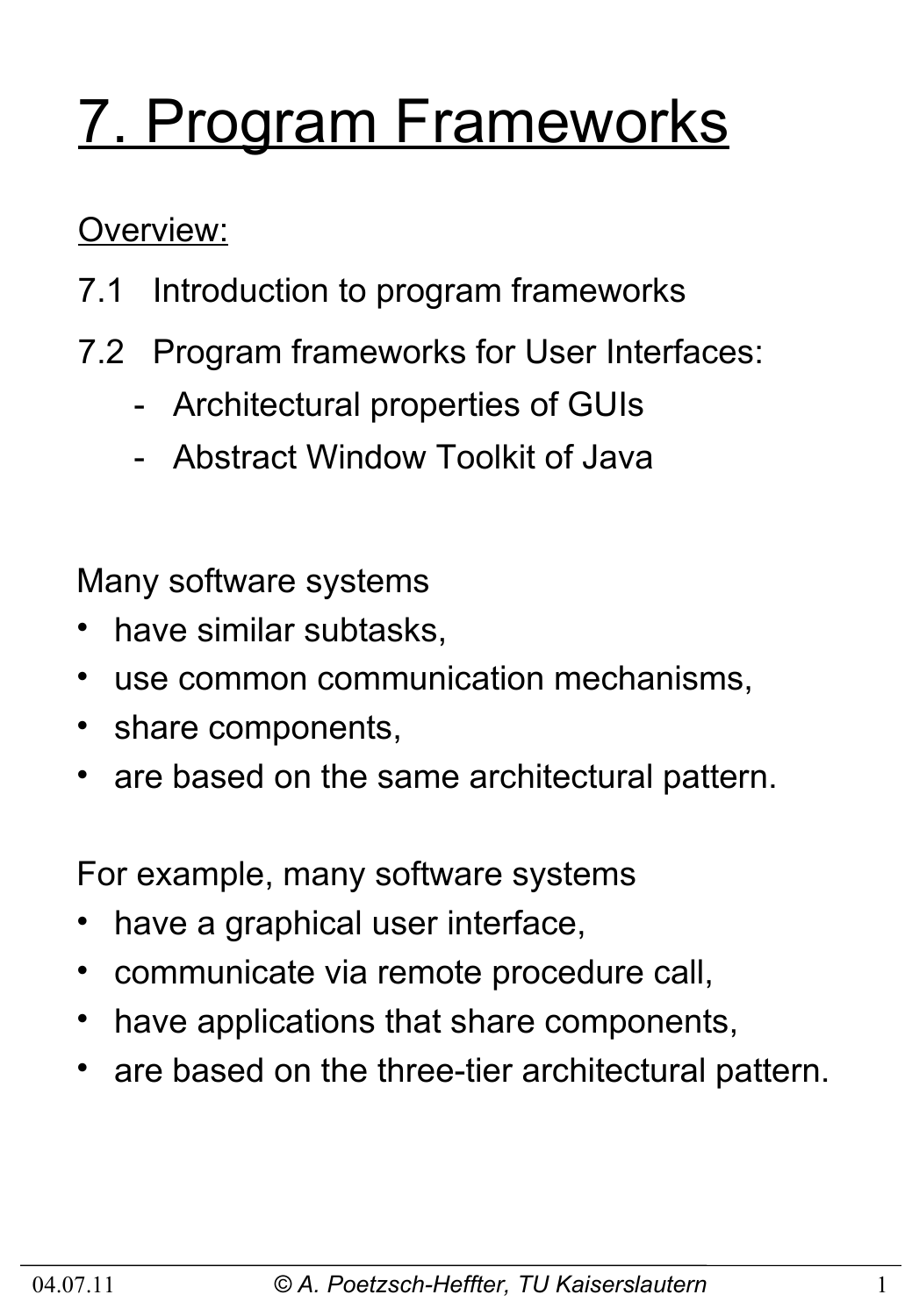# 7. Program Frameworks

Overview:

7.1 Introduction to program frameworks

7.2 Program frameworks for User Interfaces:
  - Architectural properties of GUIs
  - Abstract Window Toolkit of Java

Many software systems

- have similar subtasks,
- use common communication mechanisms,
- share components,
- are based on the same architectural pattern.

For example, many software systems

- have a graphical user interface,
- communicate via remote procedure call,
- have applications that share components,
- are based on the three-tier architectural pattern.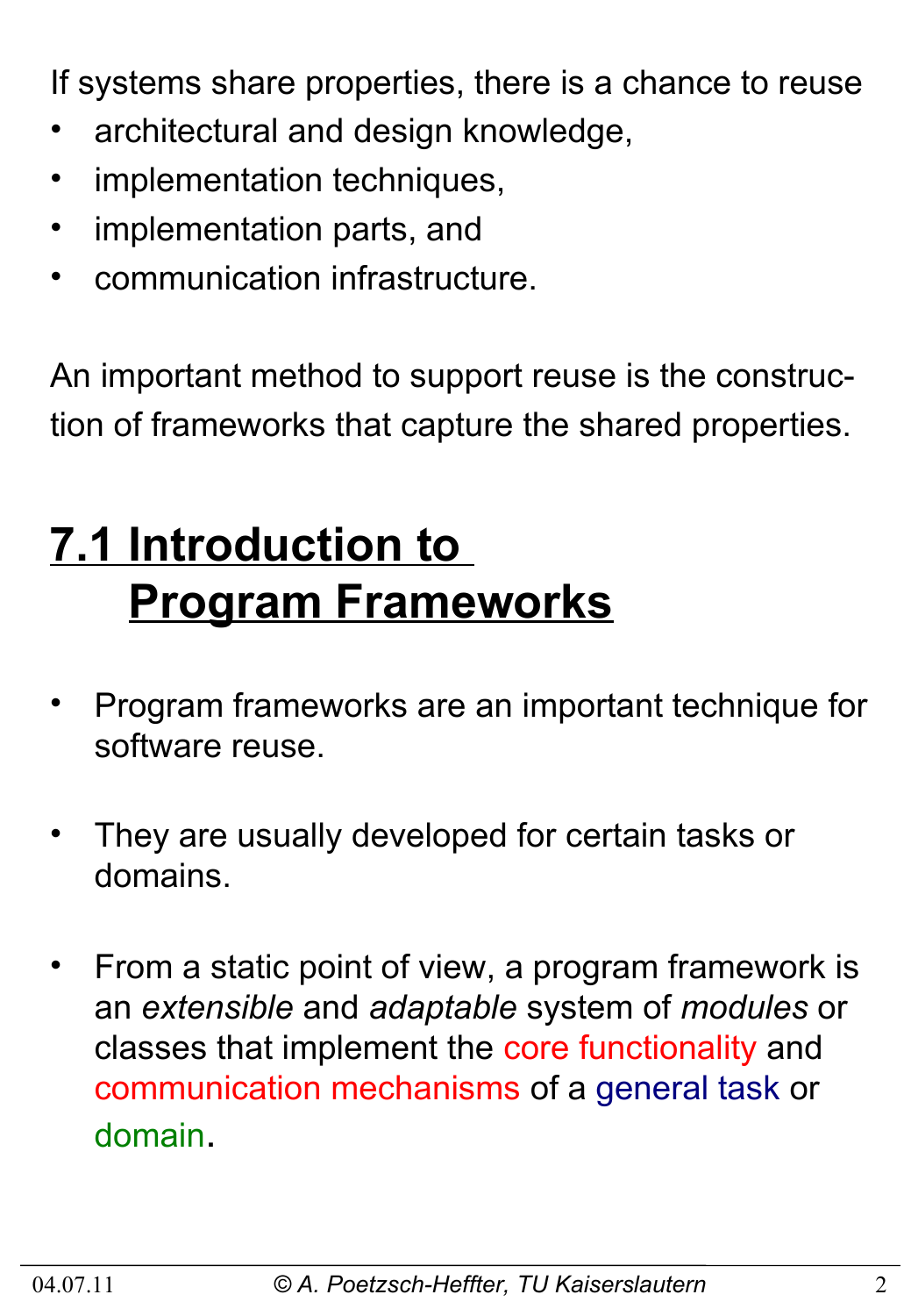If systems share properties, there is a chance to reuse

- architectural and design knowledge,
- implementation techniques,
- implementation parts, and
- communication infrastructure.

An important method to support reuse is the construction of frameworks that capture the shared properties.

## 7.1 Introduction to Program Frameworks

- Program frameworks are an important technique for software reuse.
- They are usually developed for certain tasks or domains.
- From a static point of view, a program framework is an *extensible* and *adaptable* system of *modules* or classes that implement the core functionality and communication mechanisms of a general task or domain.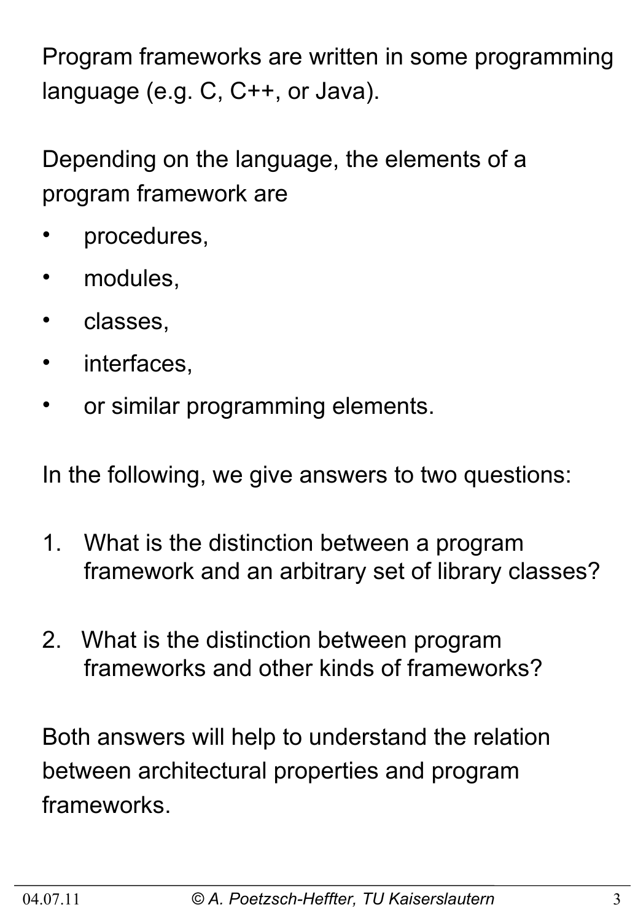Program frameworks are written in some programming language (e.g. C, C++, or Java).

Depending on the language, the elements of a program framework are

- procedures,
- modules,
- classes,
- interfaces,
- or similar programming elements.

In the following, we give answers to two questions:

1. What is the distinction between a program framework and an arbitrary set of library classes?

2. What is the distinction between program frameworks and other kinds of frameworks?

Both answers will help to understand the relation between architectural properties and program frameworks.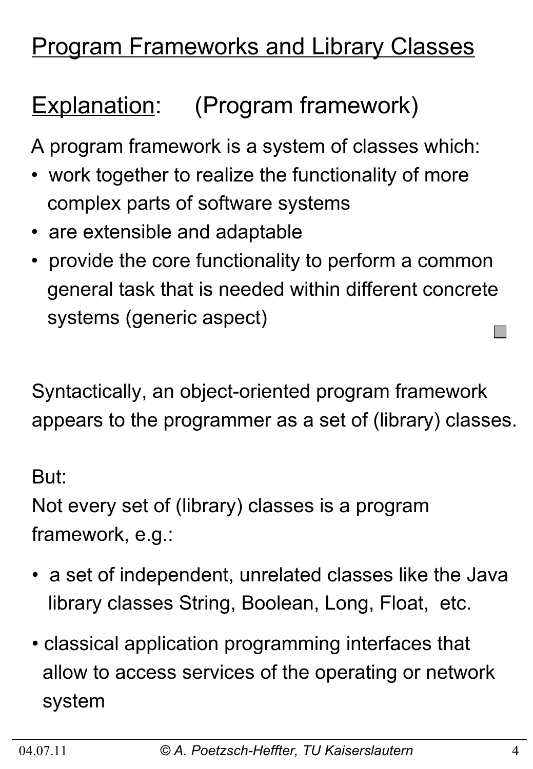# Program Frameworks and Library Classes

## Explanation: (Program framework)

A program framework is a system of classes which:

- work together to realize the functionality of more complex parts of software systems
- are extensible and adaptable
- provide the core functionality to perform a common general task that is needed within different concrete systems (generic aspect)

Syntactically, an object-oriented program framework appears to the programmer as a set of (library) classes.

But:
Not every set of (library) classes is a program framework, e.g.:

- a set of independent, unrelated classes like the Java library classes String, Boolean, Long, Float, etc.
- classical application programming interfaces that allow to access services of the operating or network system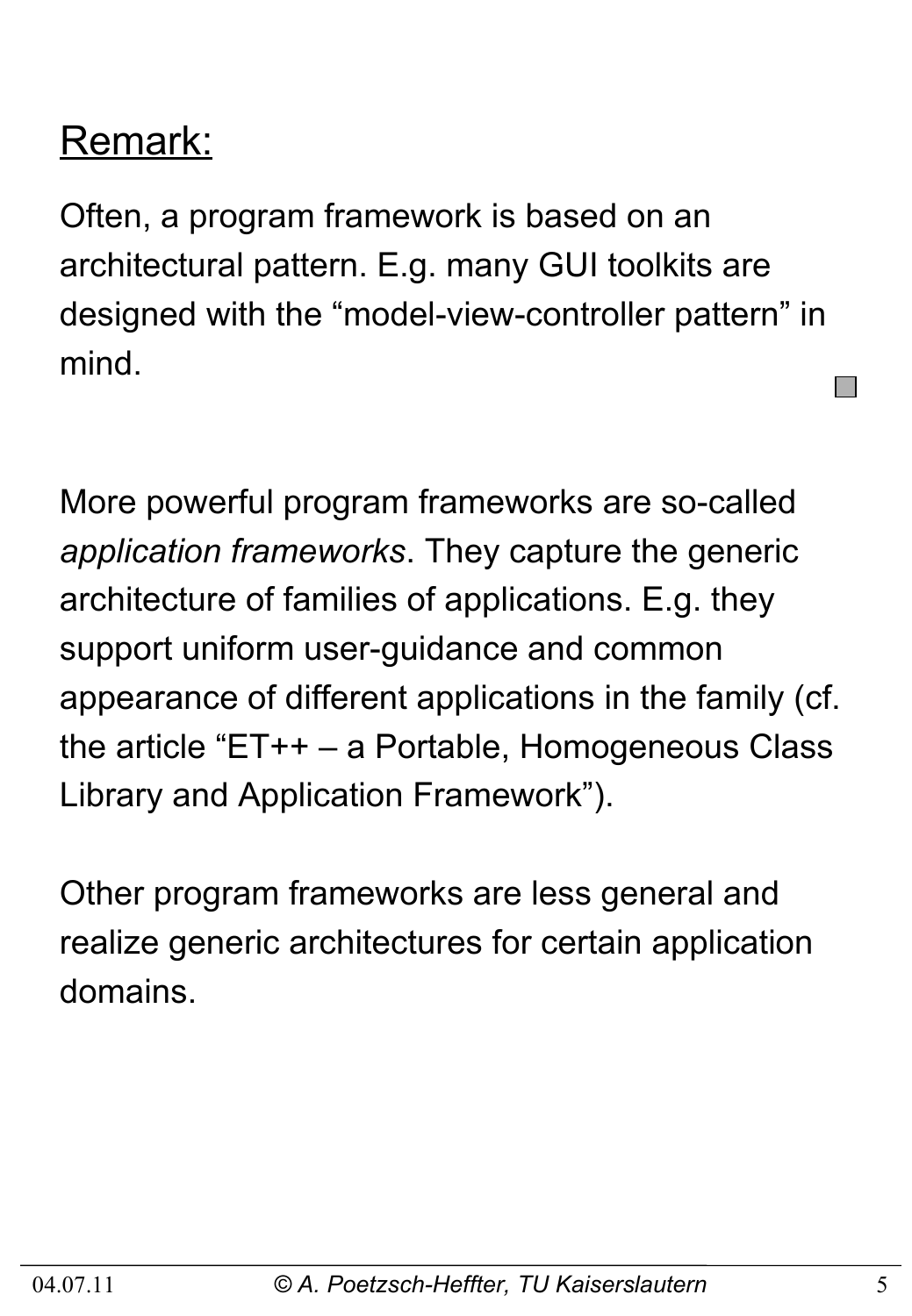## Remark:

Often, a program framework is based on an architectural pattern. E.g. many GUI toolkits are designed with the “model-view-controller pattern” in mind.

More powerful program frameworks are so-called *application frameworks*. They capture the generic architecture of families of applications. E.g. they support uniform user-guidance and common appearance of different applications in the family (cf. the article “ET++ – a Portable, Homogeneous Class Library and Application Framework”).

Other program frameworks are less general and realize generic architectures for certain application domains.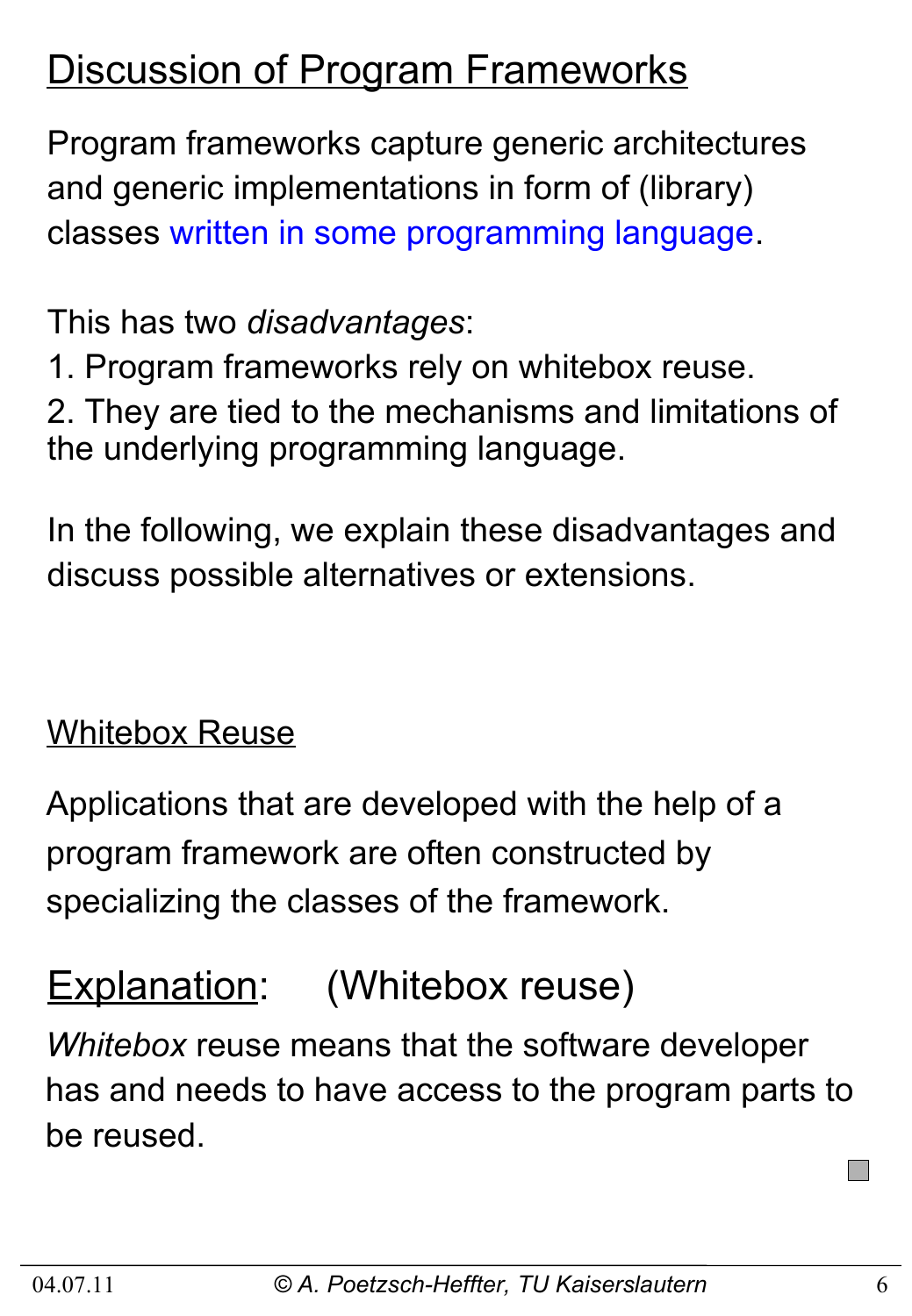# Discussion of Program Frameworks

Program frameworks capture generic architectures and generic implementations in form of (library) classes written in some programming language.

This has two *disadvantages*:

1. Program frameworks rely on whitebox reuse.
2. They are tied to the mechanisms and limitations of the underlying programming language.

In the following, we explain these disadvantages and discuss possible alternatives or extensions.

## Whitebox Reuse

Applications that are developed with the help of a program framework are often constructed by specializing the classes of the framework.

## Explanation: (Whitebox reuse)

*Whitebox* reuse means that the software developer has and needs to have access to the program parts to be reused.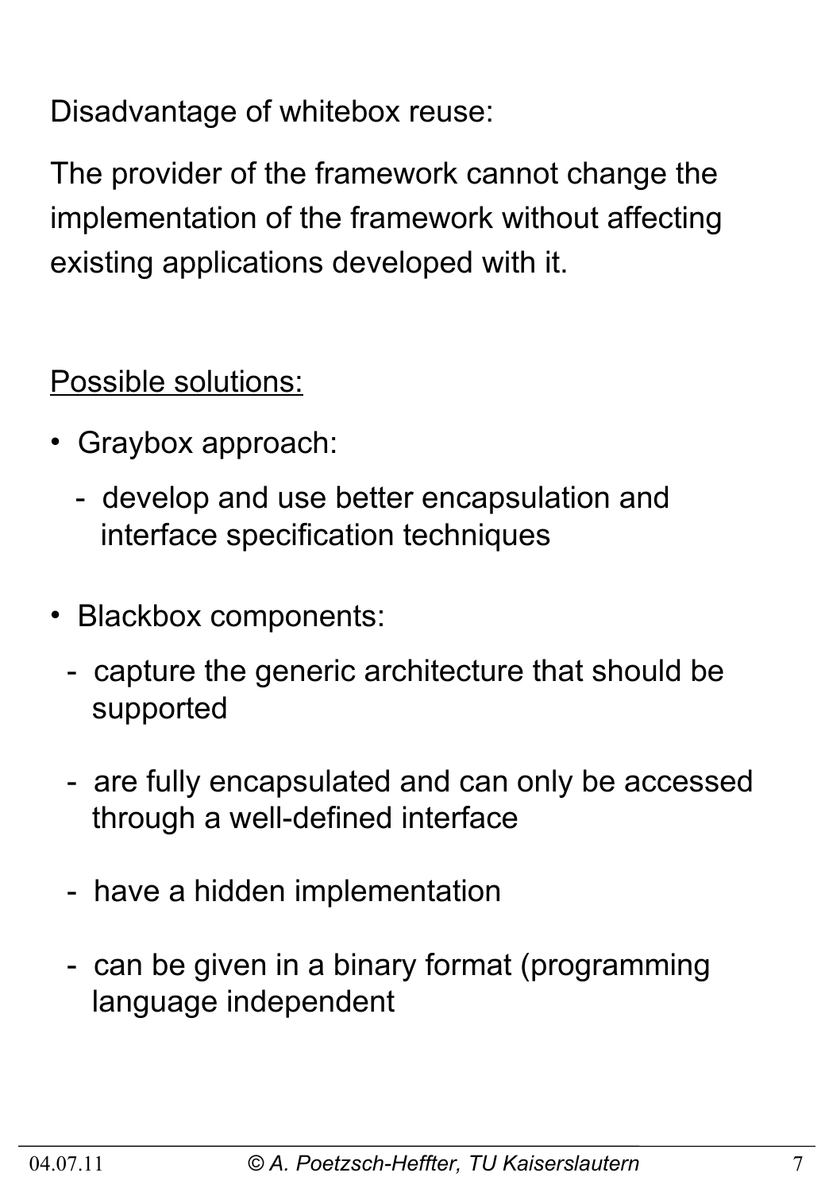Disadvantage of whitebox reuse:

The provider of the framework cannot change the implementation of the framework without affecting existing applications developed with it.

<u>Possible solutions:</u>

- Graybox approach:
  - develop and use better encapsulation and interface specification techniques
- Blackbox components:
  - capture the generic architecture that should be supported
  - are fully encapsulated and can only be accessed through a well-defined interface
  - have a hidden implementation
  - can be given in a binary format (programming language independent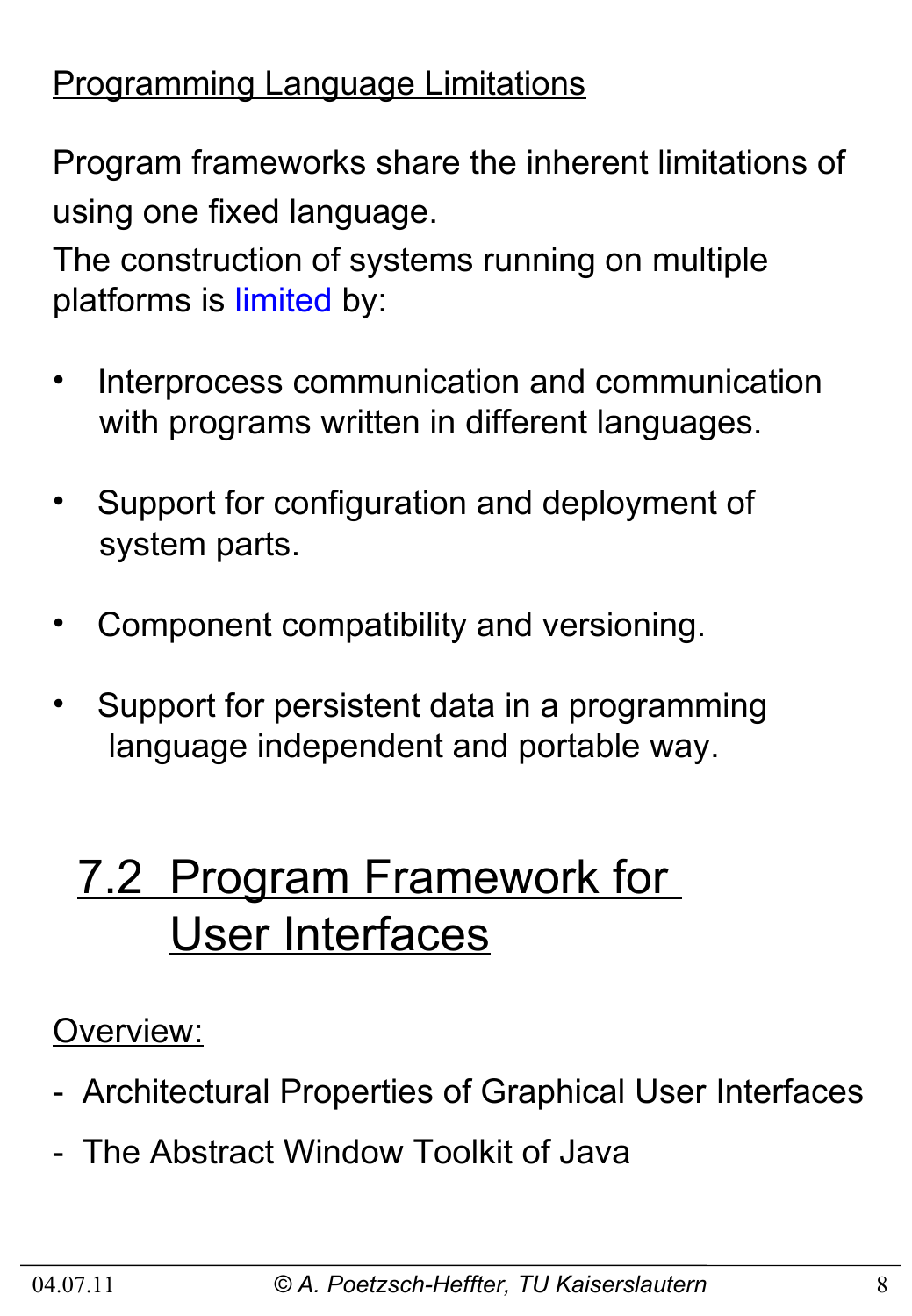Programming Language Limitations

Program frameworks share the inherent limitations of using one fixed language.
The construction of systems running on multiple platforms is limited by:

- Interprocess communication and communication with programs written in different languages.
- Support for configuration and deployment of system parts.
- Component compatibility and versioning.
- Support for persistent data in a programming language independent and portable way.

## 7.2 Program Framework for User Interfaces

Overview:

- Architectural Properties of Graphical User Interfaces
- The Abstract Window Toolkit of Java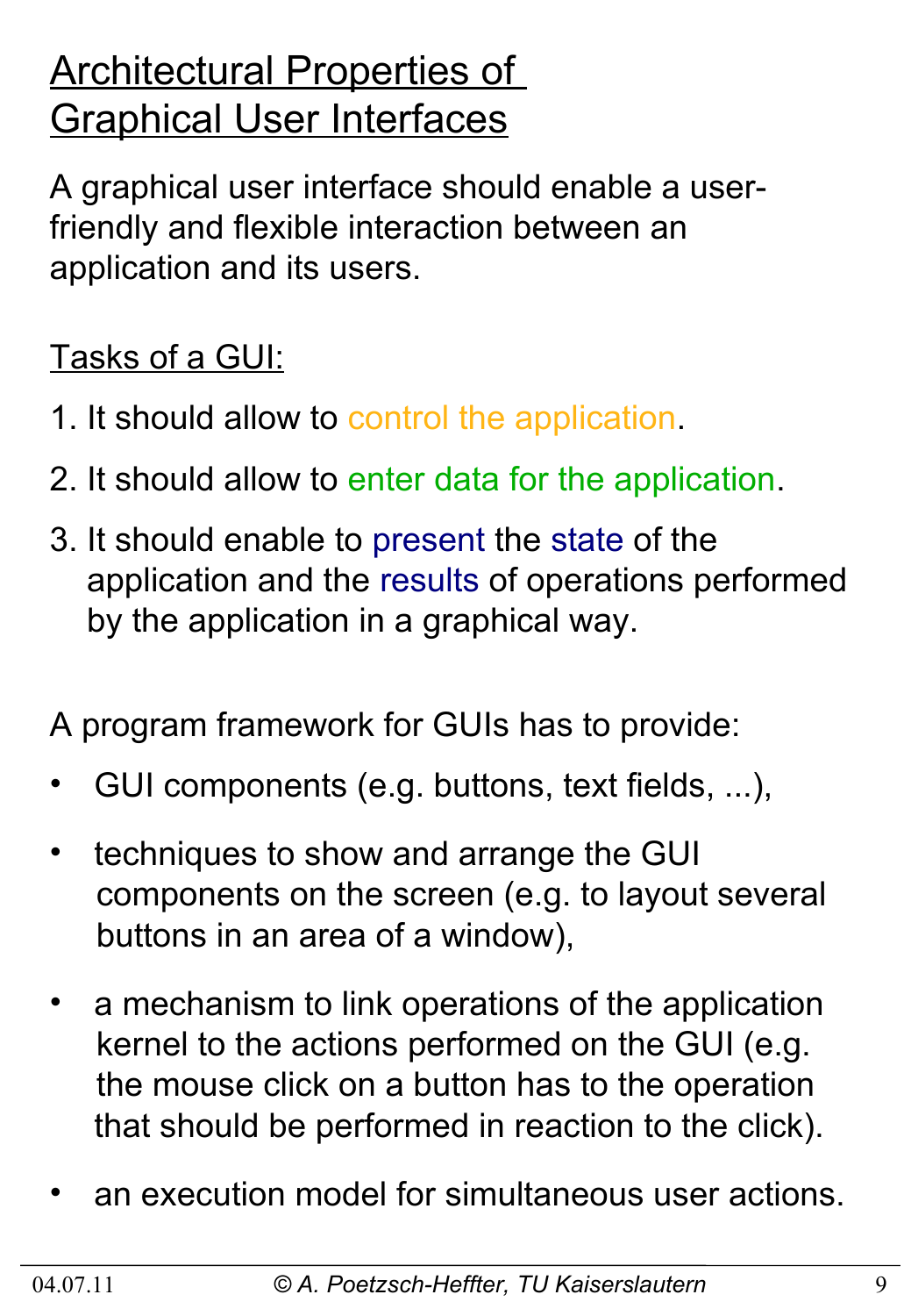# Architectural Properties of Graphical User Interfaces

A graphical user interface should enable a user-friendly and flexible interaction between an application and its users.

Tasks of a GUI:

1. It should allow to control the application.
2. It should allow to enter data for the application.
3. It should enable to present the state of the application and the results of operations performed by the application in a graphical way.

A program framework for GUIs has to provide:

- GUI components (e.g. buttons, text fields, ...),
- techniques to show and arrange the GUI components on the screen (e.g. to layout several buttons in an area of a window),
- a mechanism to link operations of the application kernel to the actions performed on the GUI (e.g. the mouse click on a button has to the operation that should be performed in reaction to the click).
- an execution model for simultaneous user actions.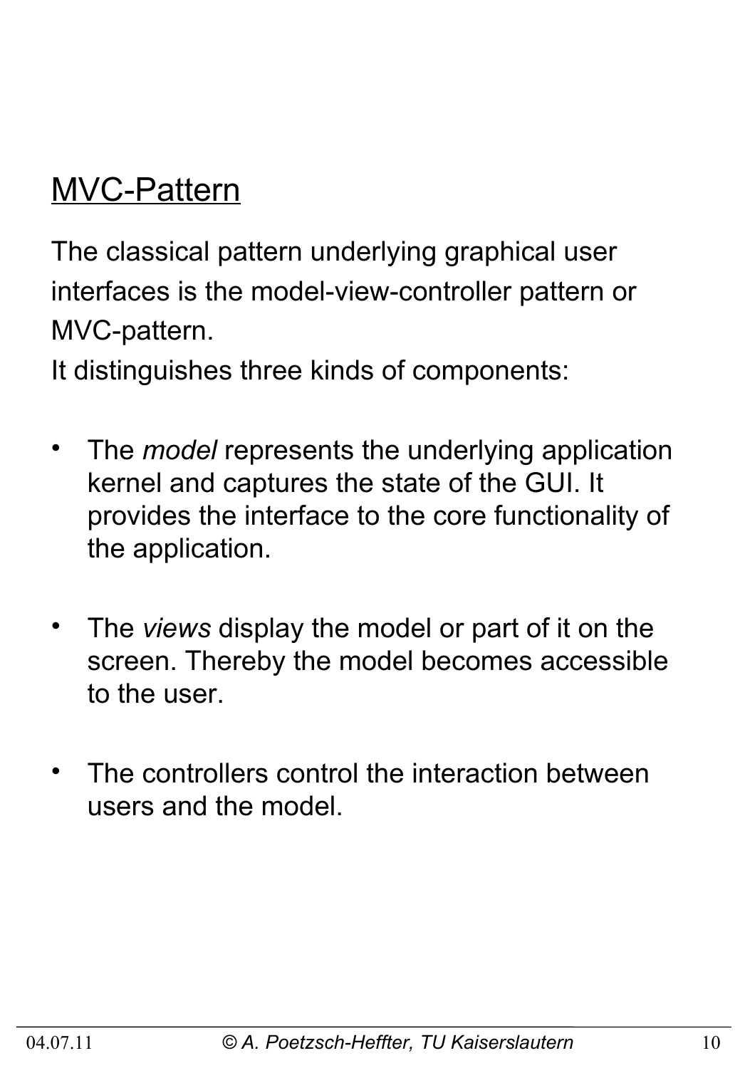## MVC-Pattern

The classical pattern underlying graphical user interfaces is the model-view-controller pattern or MVC-pattern.
It distinguishes three kinds of components:

- The *model* represents the underlying application kernel and captures the state of the GUI. It provides the interface to the core functionality of the application.

- The *views* display the model or part of it on the screen. Thereby the model becomes accessible to the user.

- The controllers control the interaction between users and the model.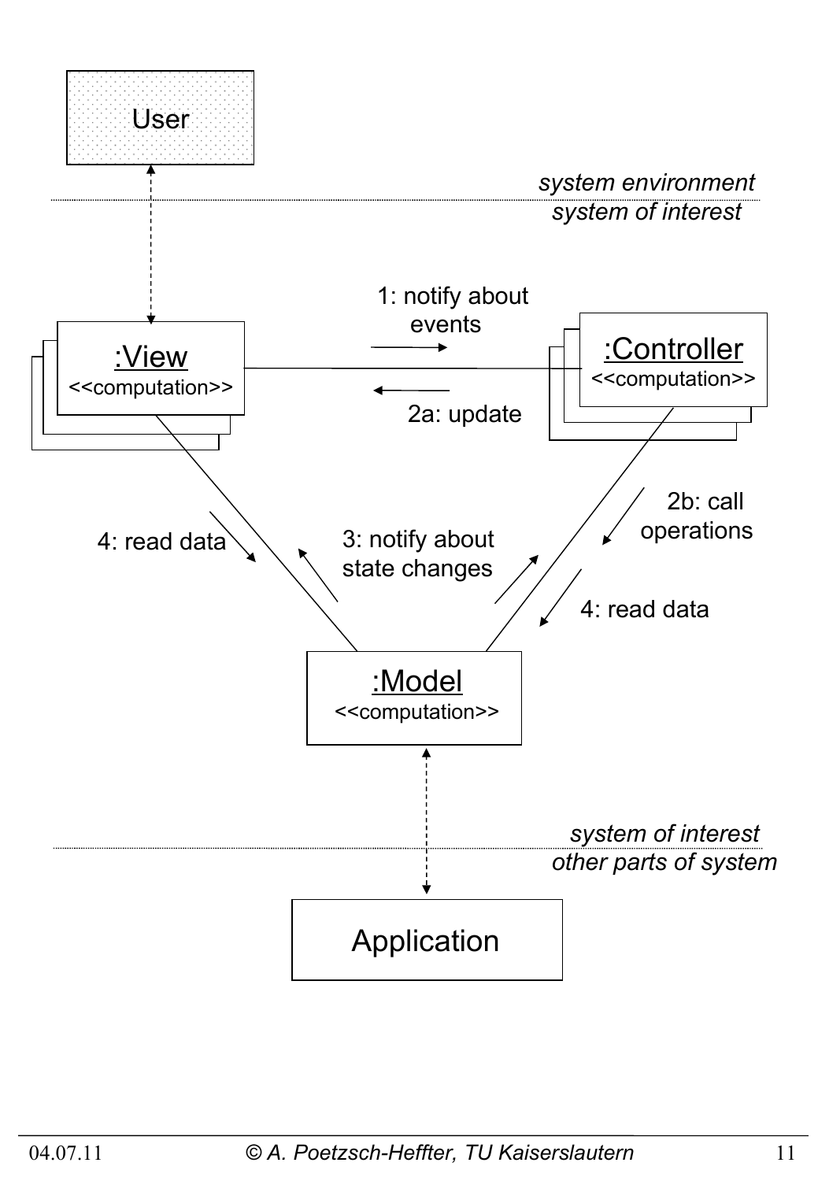User

*system environment*

*system of interest*

1: notify about events

:View
<<computation>>

2a: update

:Controller
<<computation>>

2b: call operations

4: read data

3: notify about state changes

4: read data

:Model
<<computation>>

*system of interest*

*other parts of system*

Application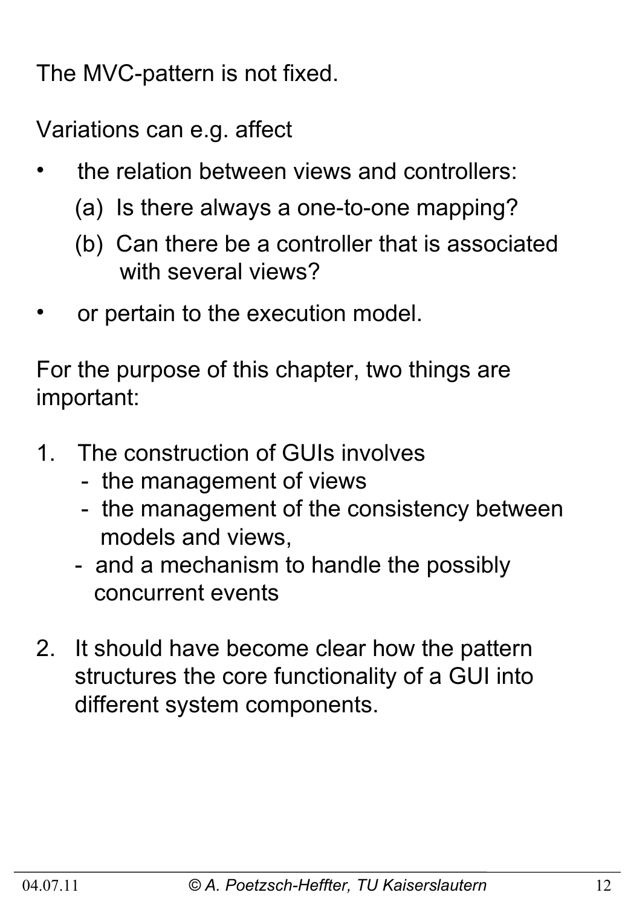The MVC-pattern is not fixed.

Variations can e.g. affect

- the relation between views and controllers:
  - (a) Is there always a one-to-one mapping?
  - (b) Can there be a controller that is associated with several views?
- or pertain to the execution model.

For the purpose of this chapter, two things are important:

1. The construction of GUIs involves
   - the management of views
   - the management of the consistency between models and views,
   - and a mechanism to handle the possibly concurrent events
2. It should have become clear how the pattern structures the core functionality of a GUI into different system components.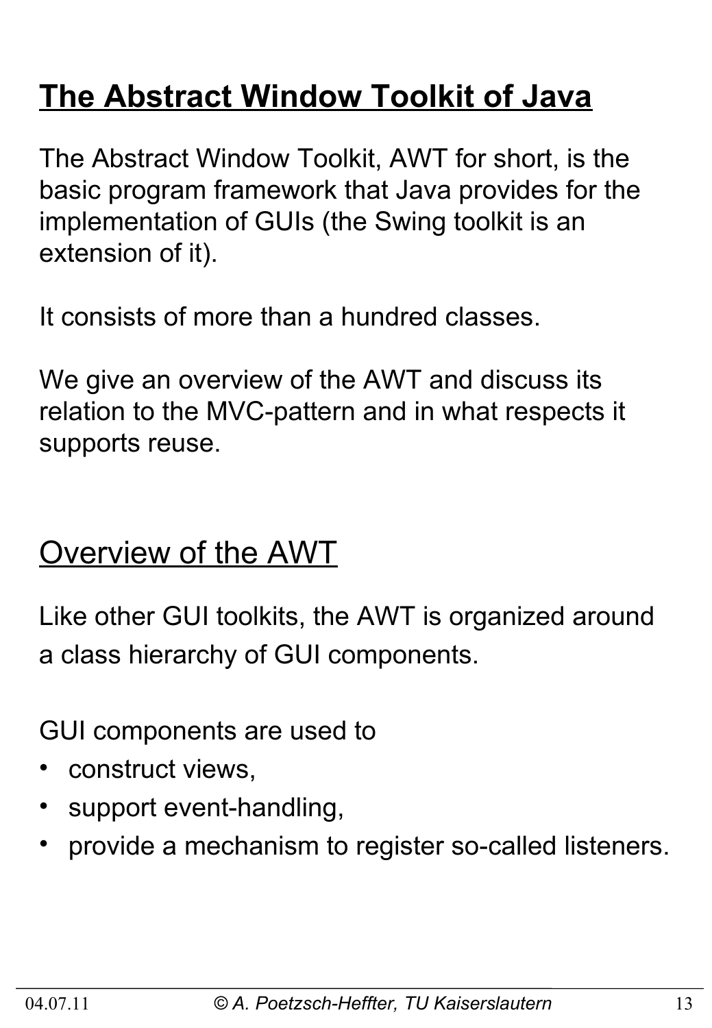# The Abstract Window Toolkit of Java

The Abstract Window Toolkit, AWT for short, is the basic program framework that Java provides for the implementation of GUIs (the Swing toolkit is an extension of it).

It consists of more than a hundred classes.

We give an overview of the AWT and discuss its relation to the MVC-pattern and in what respects it supports reuse.

## Overview of the AWT

Like other GUI toolkits, the AWT is organized around a class hierarchy of GUI components.

GUI components are used to

- construct views,
- support event-handling,
- provide a mechanism to register so-called listeners.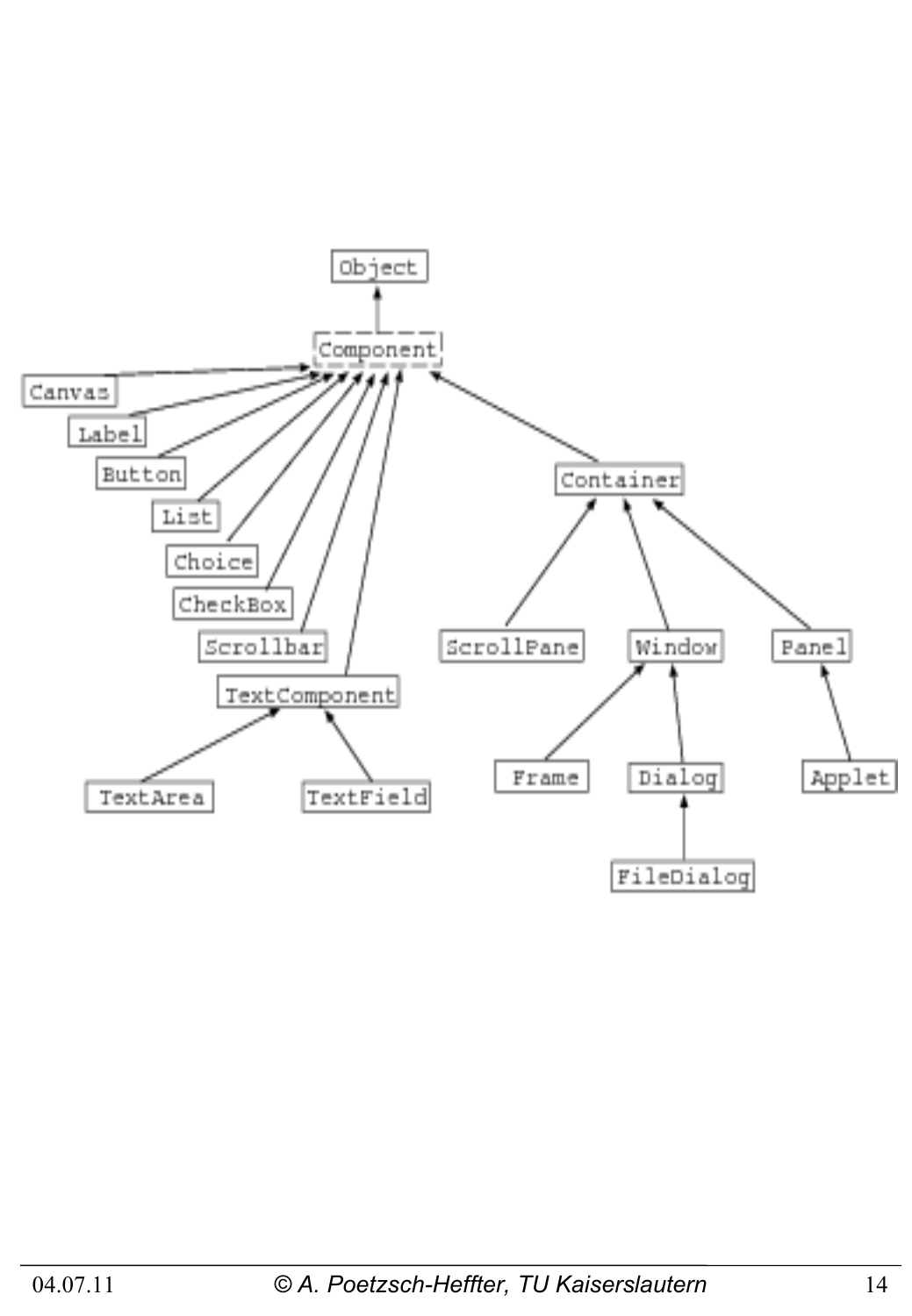- Object
  - Component
    - Canvas
    - Label
    - Button
    - List
    - Choice
    - CheckBox
    - Scrollbar
    - TextComponent
      - TextArea
      - TextField
    - Container
      - ScrollPane
      - Window
        - Frame
        - Dialog
          - FileDialog
      - Panel
        - Applet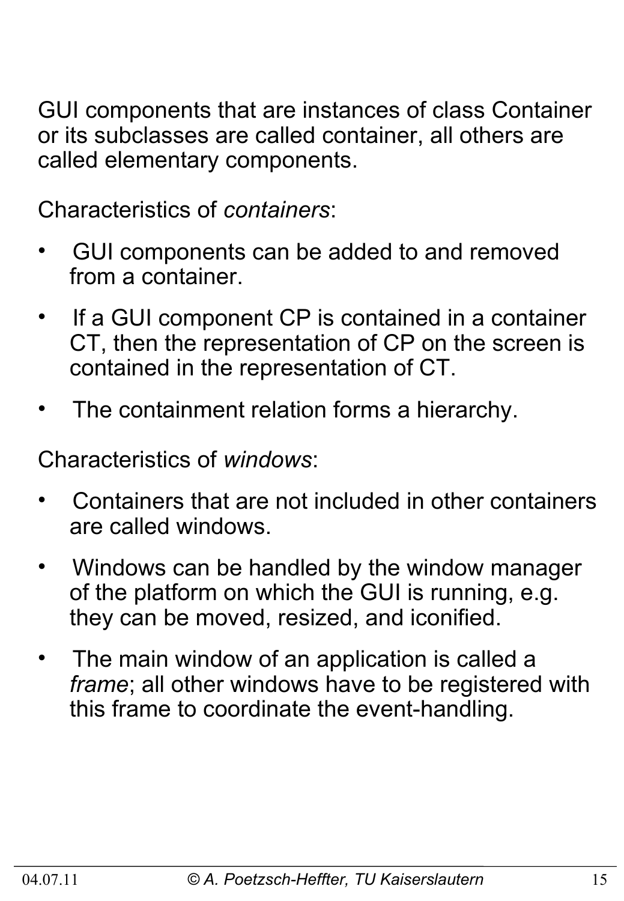GUI components that are instances of class Container or its subclasses are called container, all others are called elementary components.

Characteristics of *containers*:

- GUI components can be added to and removed from a container.
- If a GUI component CP is contained in a container CT, then the representation of CP on the screen is contained in the representation of CT.
- The containment relation forms a hierarchy.

Characteristics of *windows*:

- Containers that are not included in other containers are called windows.
- Windows can be handled by the window manager of the platform on which the GUI is running, e.g. they can be moved, resized, and iconified.
- The main window of an application is called a *frame*; all other windows have to be registered with this frame to coordinate the event-handling.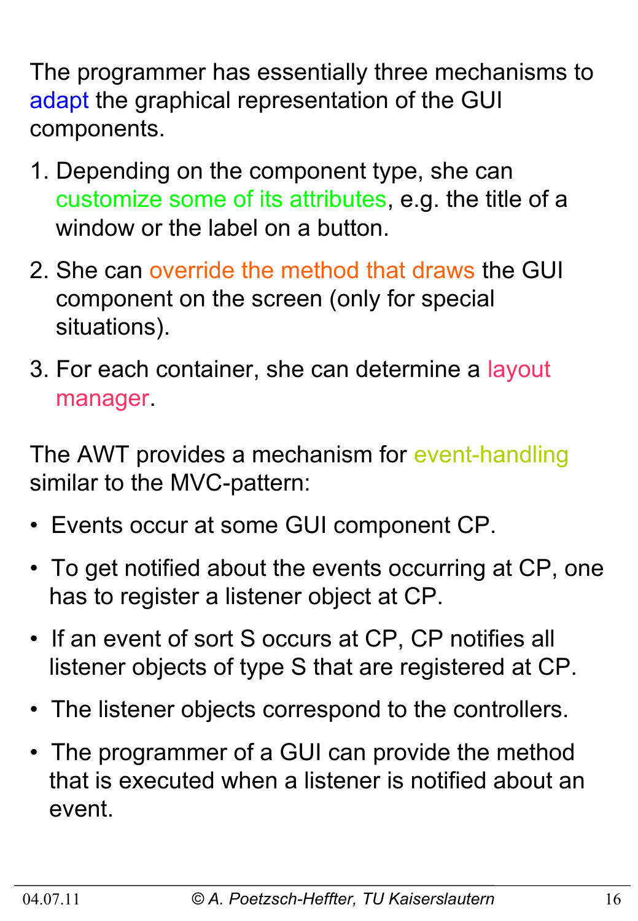The programmer has essentially three mechanisms to adapt the graphical representation of the GUI components.

1. Depending on the component type, she can customize some of its attributes, e.g. the title of a window or the label on a button.
2. She can override the method that draws the GUI component on the screen (only for special situations).
3. For each container, she can determine a layout manager.

The AWT provides a mechanism for event-handling similar to the MVC-pattern:

- Events occur at some GUI component CP.
- To get notified about the events occurring at CP, one has to register a listener object at CP.
- If an event of sort S occurs at CP, CP notifies all listener objects of type S that are registered at CP.
- The listener objects correspond to the controllers.
- The programmer of a GUI can provide the method that is executed when a listener is notified about an event.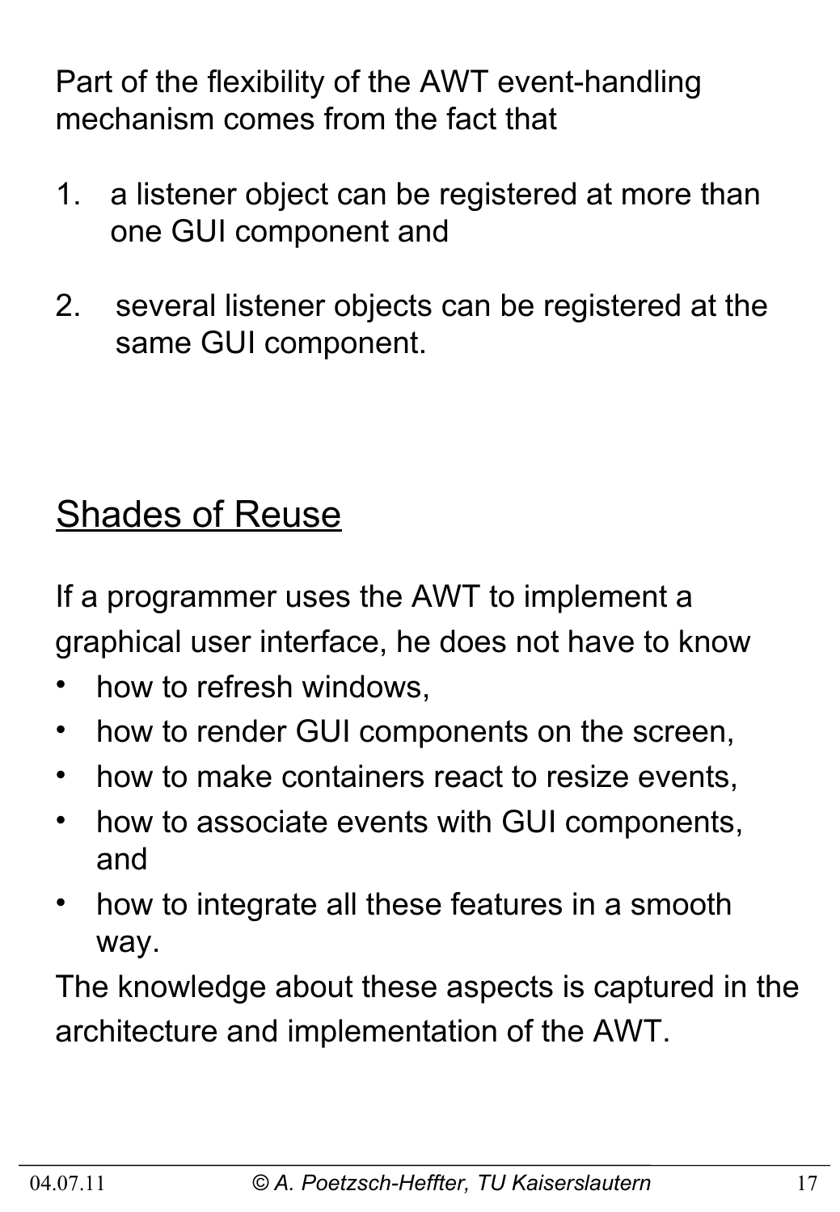Part of the flexibility of the AWT event-handling mechanism comes from the fact that

1. a listener object can be registered at more than one GUI component and

2. several listener objects can be registered at the same GUI component.

## Shades of Reuse

If a programmer uses the AWT to implement a graphical user interface, he does not have to know

- how to refresh windows,
- how to render GUI components on the screen,
- how to make containers react to resize events,
- how to associate events with GUI components, and
- how to integrate all these features in a smooth way.

The knowledge about these aspects is captured in the architecture and implementation of the AWT.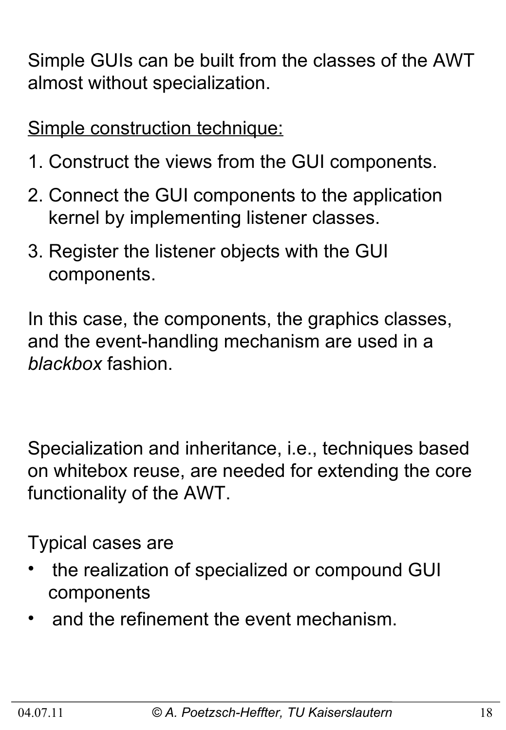Simple GUIs can be built from the classes of the AWT almost without specialization.

<u>Simple construction technique:</u>

1. Construct the views from the GUI components.
2. Connect the GUI components to the application kernel by implementing listener classes.
3. Register the listener objects with the GUI components.

In this case, the components, the graphics classes, and the event-handling mechanism are used in a *blackbox* fashion.

Specialization and inheritance, i.e., techniques based on whitebox reuse, are needed for extending the core functionality of the AWT.

Typical cases are

- the realization of specialized or compound GUI components
- and the refinement the event mechanism.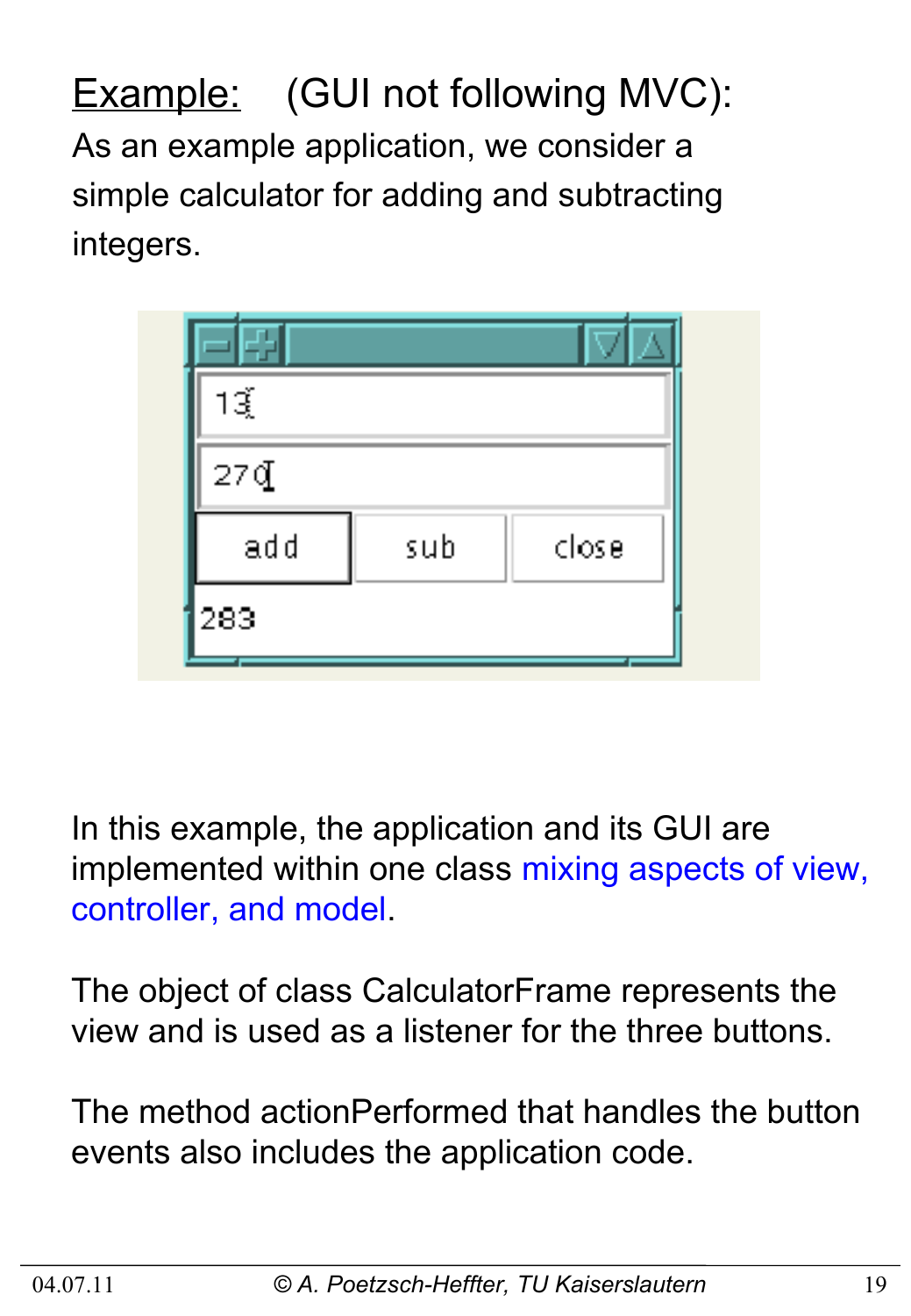Example: (GUI not following MVC):

As an example application, we consider a simple calculator for adding and subtracting integers.

In this example, the application and its GUI are implemented within one class mixing aspects of view, controller, and model.

The object of class CalculatorFrame represents the view and is used as a listener for the three buttons.

The method actionPerformed that handles the button events also includes the application code.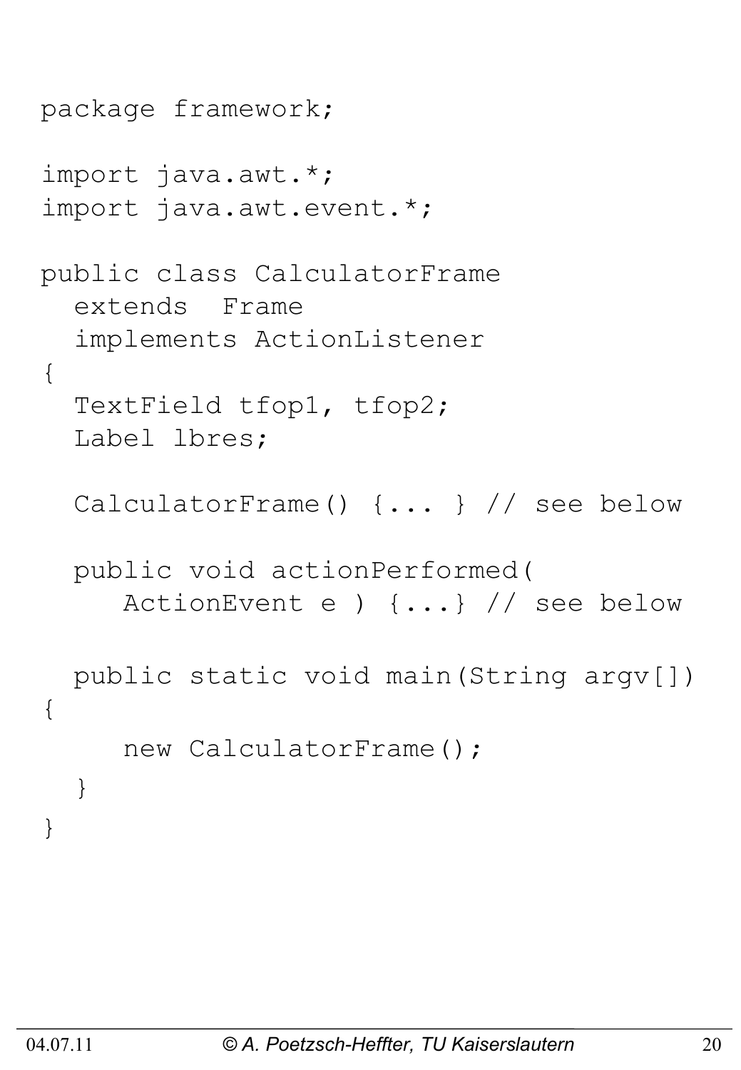```
package framework;

import java.awt.*;
import java.awt.event.*;

public class CalculatorFrame
  extends  Frame
  implements ActionListener
{
  TextField tfop1, tfop2;
  Label lbres;

  CalculatorFrame() {... } // see below

  public void actionPerformed(
     ActionEvent e ) {...} // see below

  public static void main(String argv[])
{
     new CalculatorFrame();
  }
}
```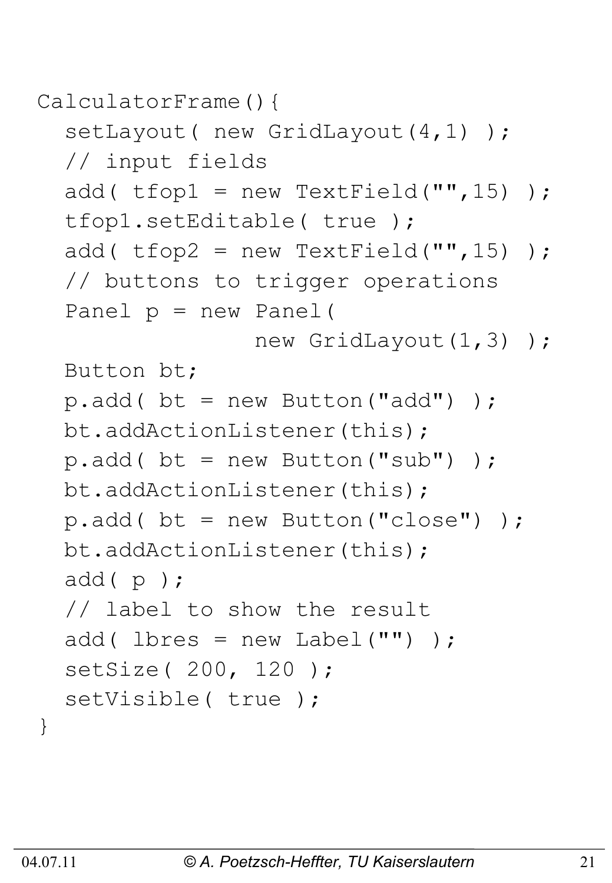```
CalculatorFrame(){
  setLayout( new GridLayout(4,1) );
  // input fields
  add( tfop1 = new TextField("",15) );
  tfop1.setEditable( true );
  add( tfop2 = new TextField("",15) );
  // buttons to trigger operations
  Panel p = new Panel(
              new GridLayout(1,3) );
  Button bt;
  p.add( bt = new Button("add") );
  bt.addActionListener(this);
  p.add( bt = new Button("sub") );
  bt.addActionListener(this);
  p.add( bt = new Button("close") );
  bt.addActionListener(this);
  add( p );
  // label to show the result
  add( lbres = new Label("") );
  setSize( 200, 120 );
  setVisible( true );
}
```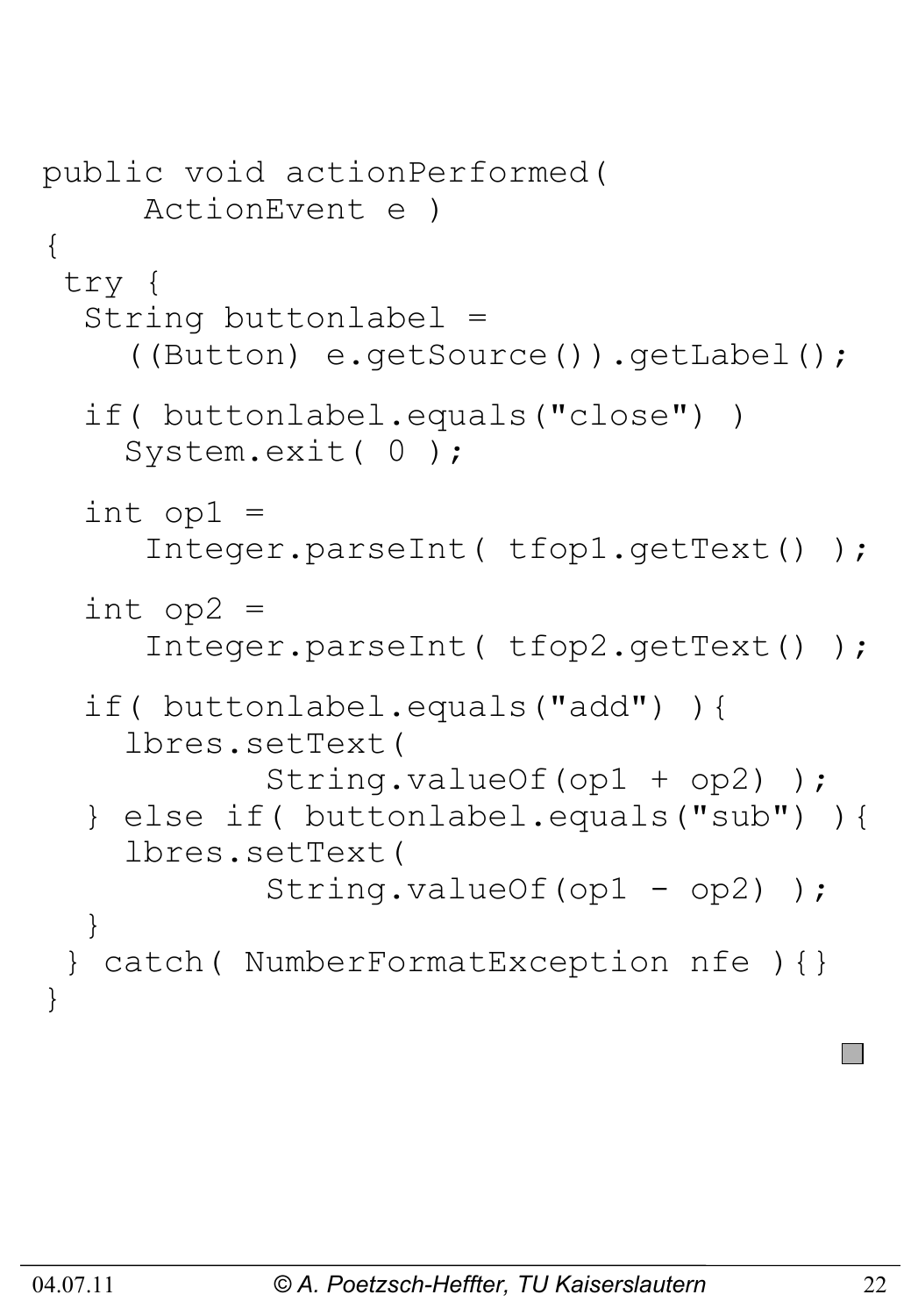```
public void actionPerformed(
     ActionEvent e )
{
 try {
  String buttonlabel =
    ((Button) e.getSource()).getLabel();

  if( buttonlabel.equals("close") )
    System.exit( 0 );

  int op1 =
     Integer.parseInt( tfop1.getText() );

  int op2 =
     Integer.parseInt( tfop2.getText() );

  if( buttonlabel.equals("add") ){
    lbres.setText(
           String.valueOf(op1 + op2) );
  } else if( buttonlabel.equals("sub") ){
    lbres.setText(
           String.valueOf(op1 - op2) );
  }
 } catch( NumberFormatException nfe ){}
}
```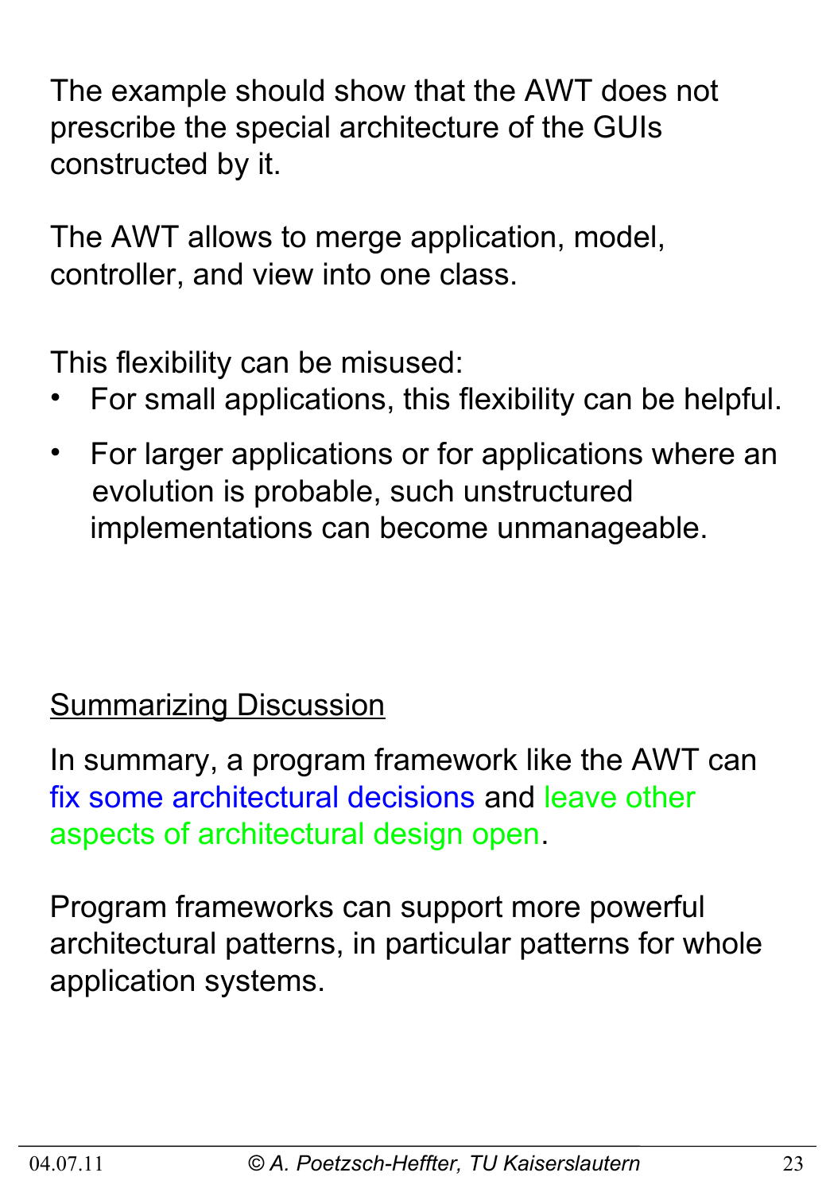The example should show that the AWT does not prescribe the special architecture of the GUIs constructed by it.

The AWT allows to merge application, model, controller, and view into one class.

This flexibility can be misused:

- For small applications, this flexibility can be helpful.
- For larger applications or for applications where an evolution is probable, such unstructured implementations can become unmanageable.

## Summarizing Discussion

In summary, a program framework like the AWT can fix some architectural decisions and leave other aspects of architectural design open.

Program frameworks can support more powerful architectural patterns, in particular patterns for whole application systems.